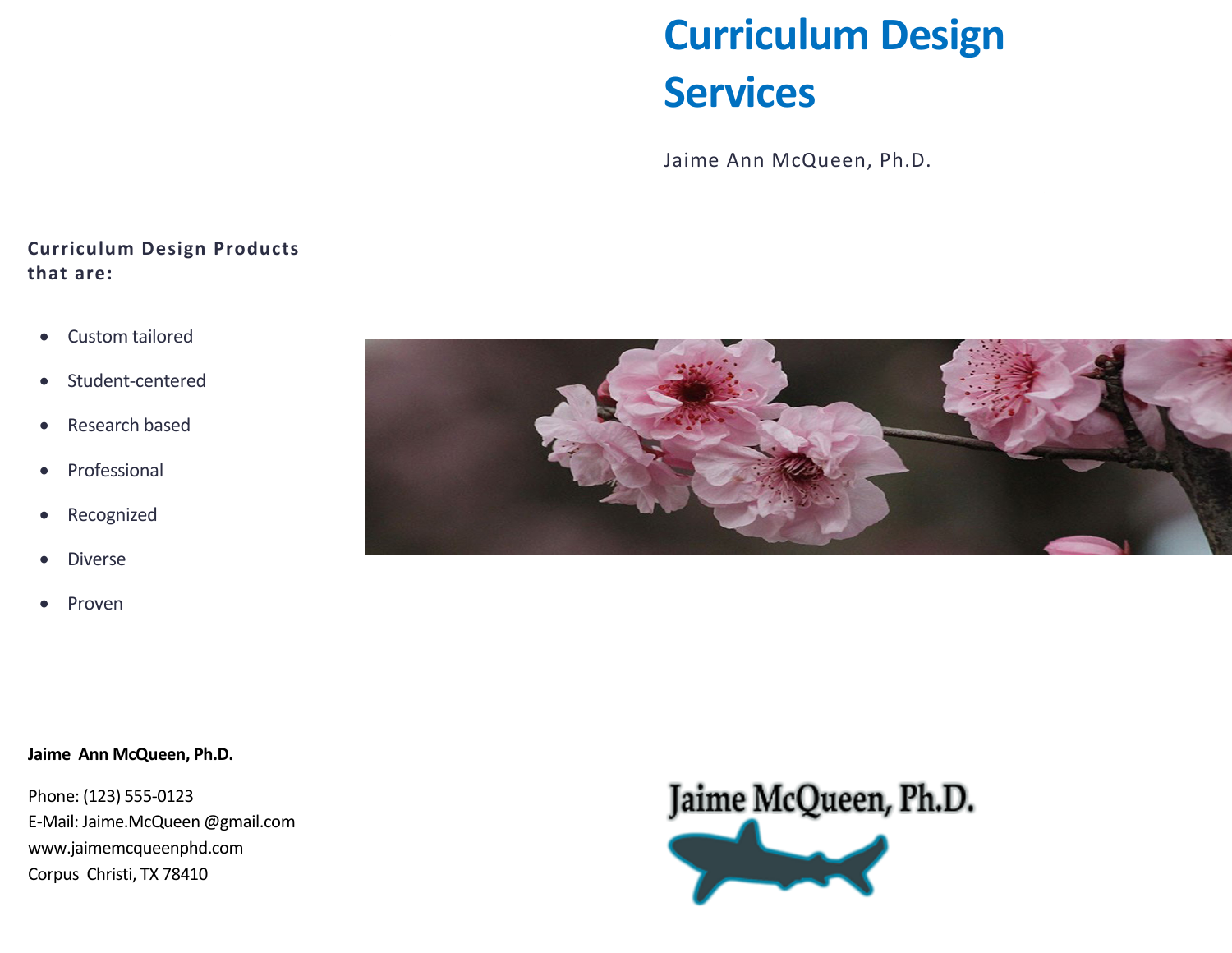# Curriculum Design Services

Jaime Ann McQueen, Ph.D.

**Curriculum Design Products that are:**

- Custom tailored
- Student-centered
- Research based
- Professional
- Recognized
- Diverse
- Proven

**Jaime Ann McQueen, Ph.D.**

Phone: (123) 555-0123
E-Mail: Jaime.McQueen @gmail.com
www.jaimemcqueenphd.com
Corpus Christi, TX 78410

Jaime McQueen, Ph.D.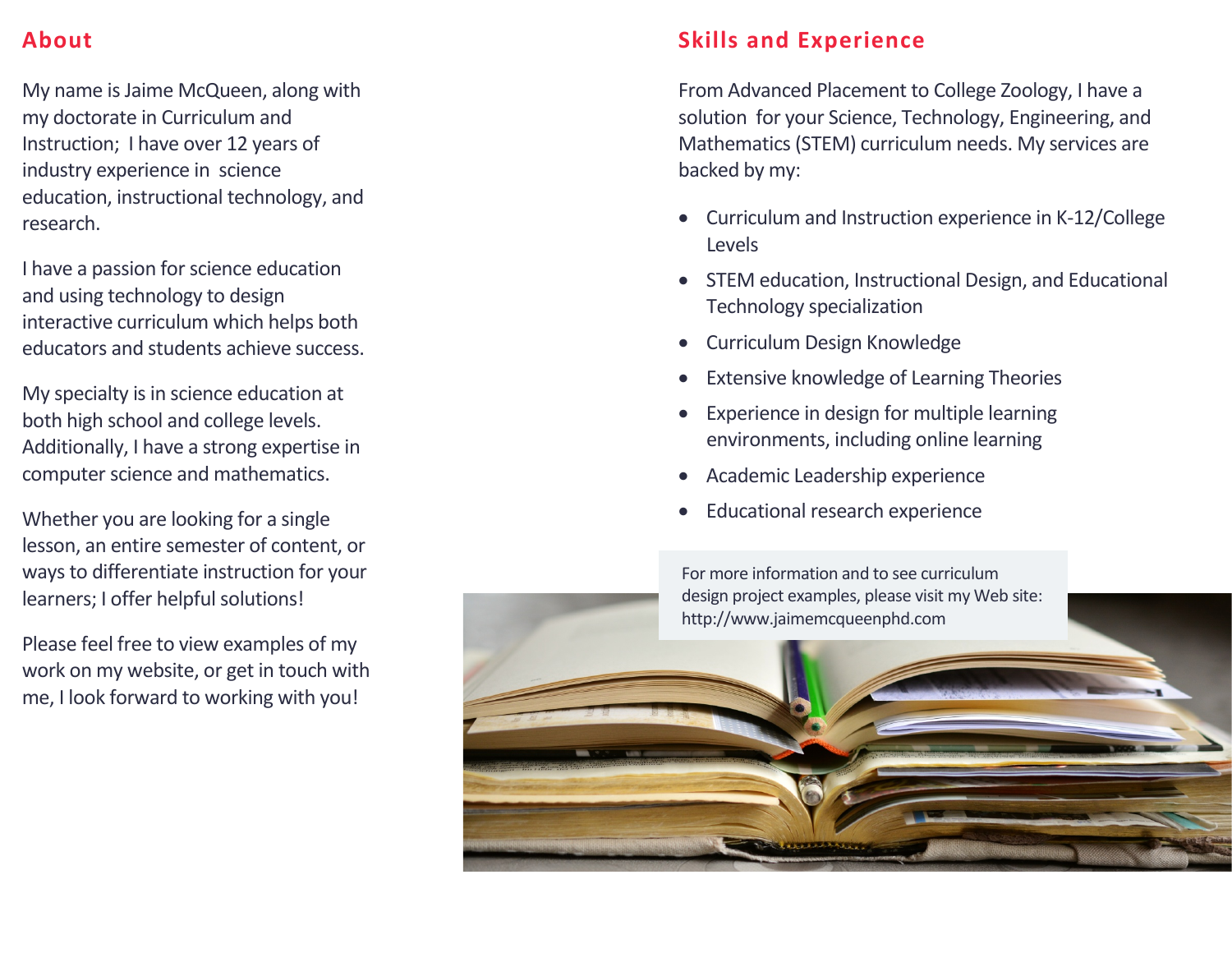## About

My name is Jaime McQueen, along with my doctorate in Curriculum and Instruction; I have over 12 years of industry experience in science education, instructional technology, and research.

I have a passion for science education and using technology to design interactive curriculum which helps both educators and students achieve success.

My specialty is in science education at both high school and college levels. Additionally, I have a strong expertise in computer science and mathematics.

Whether you are looking for a single lesson, an entire semester of content, or ways to differentiate instruction for your learners; I offer helpful solutions!

Please feel free to view examples of my work on my website, or get in touch with me, I look forward to working with you!

## Skills and Experience

From Advanced Placement to College Zoology, I have a solution for your Science, Technology, Engineering, and Mathematics (STEM) curriculum needs. My services are backed by my:

- Curriculum and Instruction experience in K-12/College Levels
- STEM education, Instructional Design, and Educational Technology specialization
- Curriculum Design Knowledge
- Extensive knowledge of Learning Theories
- Experience in design for multiple learning environments, including online learning
- Academic Leadership experience
- Educational research experience

For more information and to see curriculum design project examples, please visit my Web site: http://www.jaimemcqueenphd.com